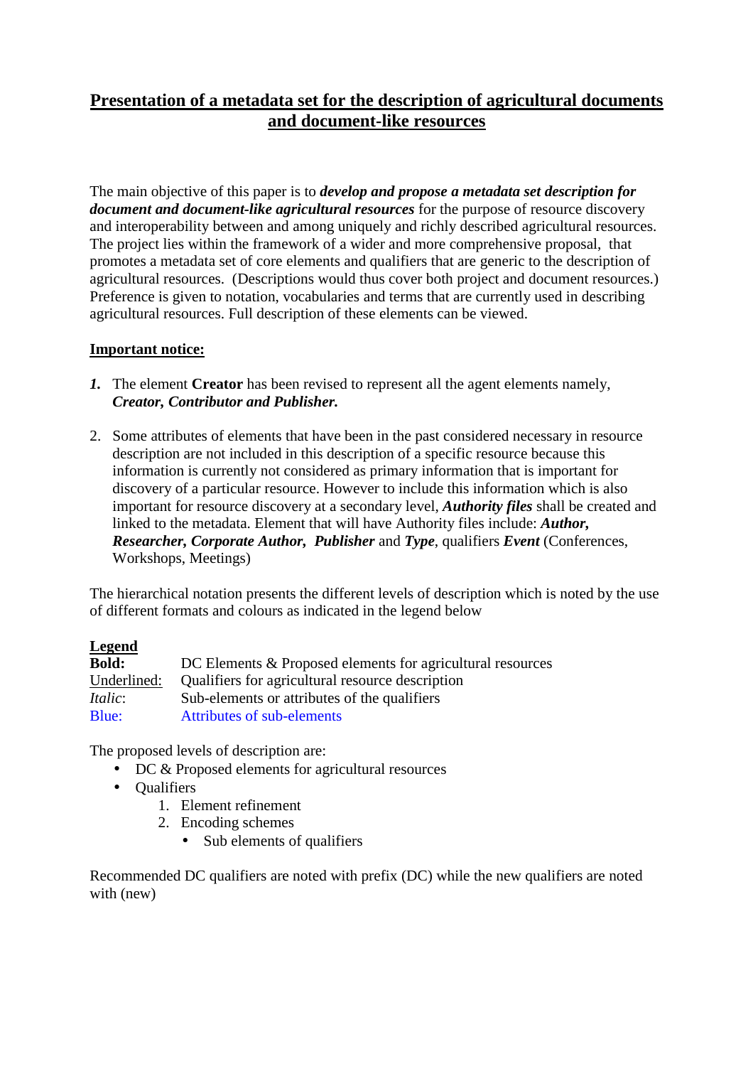# Presentation of a metadata set for the description of agricultural documents and document-like resources

The main objective of this paper is to ***develop and propose a metadata set description for document and document-like agricultural resources*** for the purpose of resource discovery and interoperability between and among uniquely and richly described agricultural resources. The project lies within the framework of a wider and more comprehensive proposal, that promotes a metadata set of core elements and qualifiers that are generic to the description of agricultural resources. (Descriptions would thus cover both project and document resources.) Preference is given to notation, vocabularies and terms that are currently used in describing agricultural resources. Full description of these elements can be viewed.

**Important notice:**

1. The element **Creator** has been revised to represent all the agent elements namely, ***Creator, Contributor and Publisher.***

2. Some attributes of elements that have been in the past considered necessary in resource description are not included in this description of a specific resource because this information is currently not considered as primary information that is important for discovery of a particular resource. However to include this information which is also important for resource discovery at a secondary level, ***Authority files*** shall be created and linked to the metadata. Element that will have Authority files include: ***Author, Researcher, Corporate Author, Publisher*** and ***Type***, qualifiers ***Event*** (Conferences, Workshops, Meetings)

The hierarchical notation presents the different levels of description which is noted by the use of different formats and colours as indicated in the legend below

**Legend**

| | |
|---|---|
| **Bold:** | DC Elements & Proposed elements for agricultural resources |
| Underlined: | Qualifiers for agricultural resource description |
| *Italic*: | Sub-elements or attributes of the qualifiers |
| Blue: | Attributes of sub-elements |

The proposed levels of description are:

- DC & Proposed elements for agricultural resources
- Qualifiers
    1. Element refinement
    2. Encoding schemes
        - Sub elements of qualifiers

Recommended DC qualifiers are noted with prefix (DC) while the new qualifiers are noted with (new)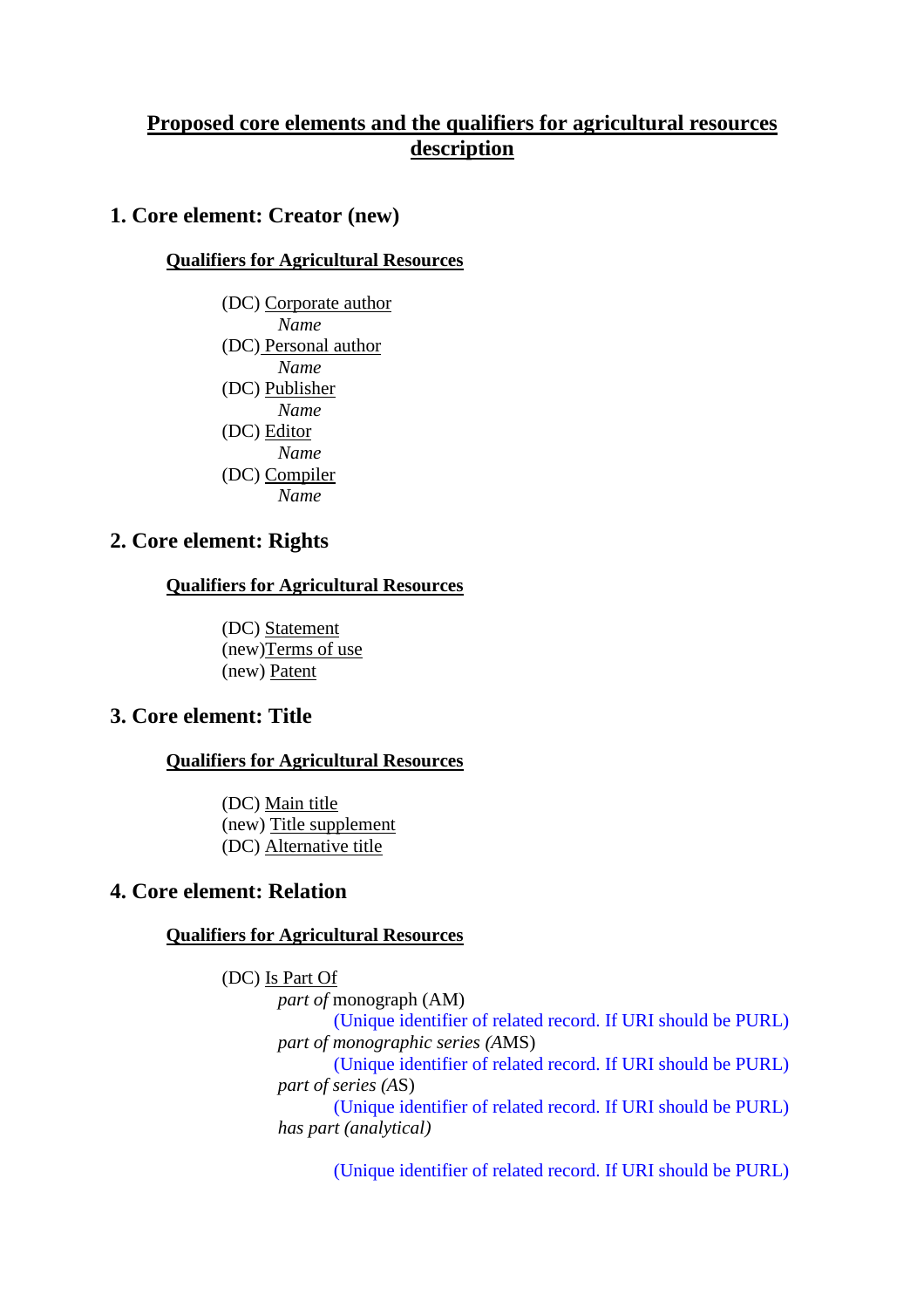# Proposed core elements and the qualifiers for agricultural resources description

## 1. Core element: Creator (new)

**Qualifiers for Agricultural Resources**

(DC) Corporate author
*Name*
(DC) Personal author
*Name*
(DC) Publisher
*Name*
(DC) Editor
*Name*
(DC) Compiler
*Name*

## 2. Core element: Rights

**Qualifiers for Agricultural Resources**

(DC) Statement
(new)Terms of use
(new) Patent

## 3. Core element: Title

**Qualifiers for Agricultural Resources**

(DC) Main title
(new) Title supplement
(DC) Alternative title

## 4. Core element: Relation

**Qualifiers for Agricultural Resources**

(DC) Is Part Of
*part of* monograph (AM)
(Unique identifier of related record. If URI should be PURL)
*part of monographic series (*AMS)
(Unique identifier of related record. If URI should be PURL)
*part of series (*AS)
(Unique identifier of related record. If URI should be PURL)
*has part (analytical)*

(Unique identifier of related record. If URI should be PURL)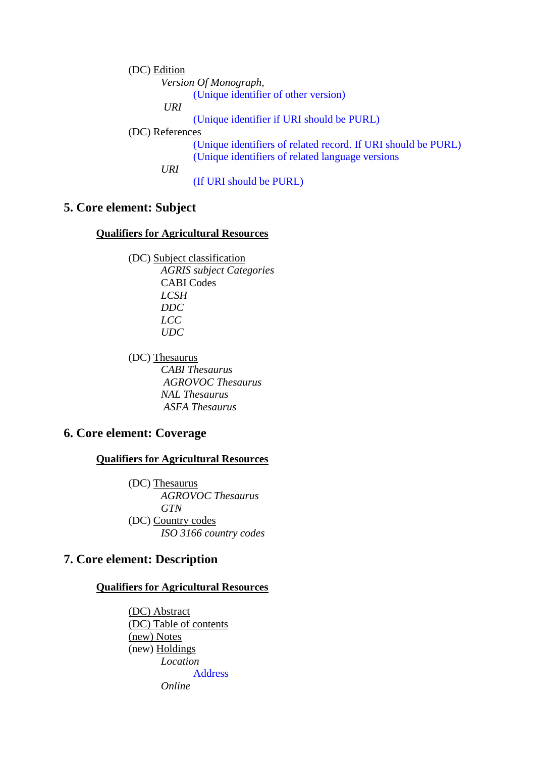(DC) <u>Edition</u>

*Version Of Monograph*,

(Unique identifier of other version)

*URI*

(Unique identifier if URI should be PURL)

(DC) <u>References</u>

(Unique identifiers of related record. If URI should be PURL)

(Unique identifiers of related language versions

*URI*

(If URI should be PURL)

## 5. Core element: Subject

**<u>Qualifiers for Agricultural Resources</u>**

(DC) <u>Subject classification</u>

*AGRIS subject Categories*

CABI Codes

*LCSH*

*DDC*

*LCC*

*UDC*

(DC) <u>Thesaurus</u>

*CABI Thesaurus*

*AGROVOC Thesaurus*

*NAL Thesaurus*

*ASFA Thesaurus*

## 6. Core element: Coverage

**<u>Qualifiers for Agricultural Resources</u>**

(DC) <u>Thesaurus</u>

*AGROVOC Thesaurus*

*GTN*

(DC) <u>Country codes</u>

*ISO 3166 country codes*

## 7. Core element: Description

**<u>Qualifiers for Agricultural Resources</u>**

<u>(DC) Abstract</u>

<u>(DC) Table of contents</u>

<u>(new) Notes</u>

(new) <u>Holdings</u>

*Location*

Address

*Online*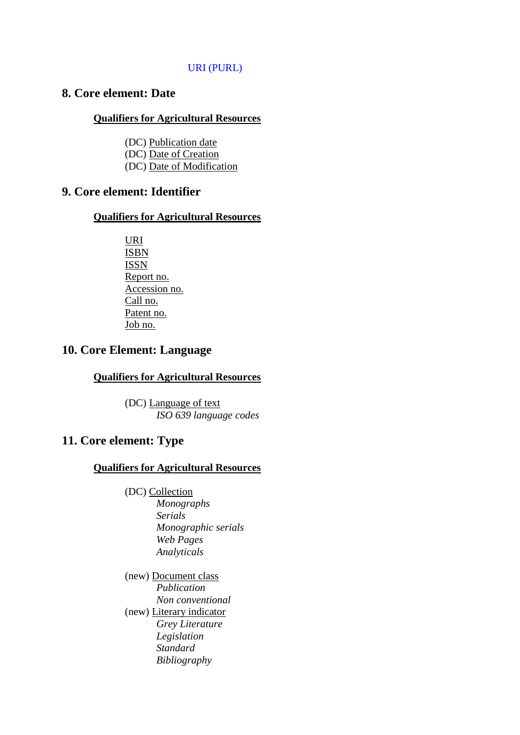URI (PURL)

## 8. Core element: Date

**Qualifiers for Agricultural Resources**

(DC) Publication date  
(DC) Date of Creation  
(DC) Date of Modification

## 9. Core element: Identifier

**Qualifiers for Agricultural Resources**

URI  
ISBN  
ISSN  
Report no.  
Accession no.  
Call no.  
Patent no.  
Job no.

## 10. Core Element: Language

**Qualifiers for Agricultural Resources**

(DC) Language of text  
*ISO 639 language codes*

## 11. Core element: Type

**Qualifiers for Agricultural Resources**

(DC) Collection  
*Monographs*  
*Serials*  
*Monographic serials*  
*Web Pages*  
*Analyticals*

(new) Document class  
*Publication*  
*Non conventional*  
(new) Literary indicator  
*Grey Literature*  
*Legislation*  
*Standard*  
*Bibliography*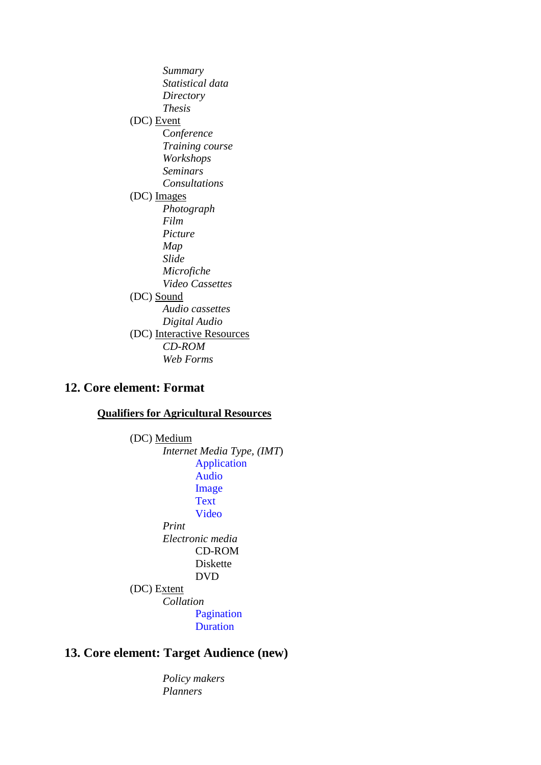- *Summary*
- *Statistical data*
- *Directory*
- *Thesis*

(DC) Event
- *Conference*
- *Training course*
- *Workshops*
- *Seminars*
- *Consultations*

(DC) Images
- *Photograph*
- *Film*
- *Picture*
- *Map*
- *Slide*
- *Microfiche*
- *Video Cassettes*

(DC) Sound
- *Audio cassettes*
- *Digital Audio*

(DC) Interactive Resources
- *CD-ROM*
- *Web Forms*

## 12. Core element: Format

**Qualifiers for Agricultural Resources**

(DC) Medium
- *Internet Media Type, (IMT)*
  - Application
  - Audio
  - Image
  - Text
  - Video
- *Print*
- *Electronic media*
  - CD-ROM
  - Diskette
  - DVD

(DC) Extent
- *Collation*
  - Pagination
  - Duration

## 13. Core element: Target Audience (new)

- *Policy makers*
- *Planners*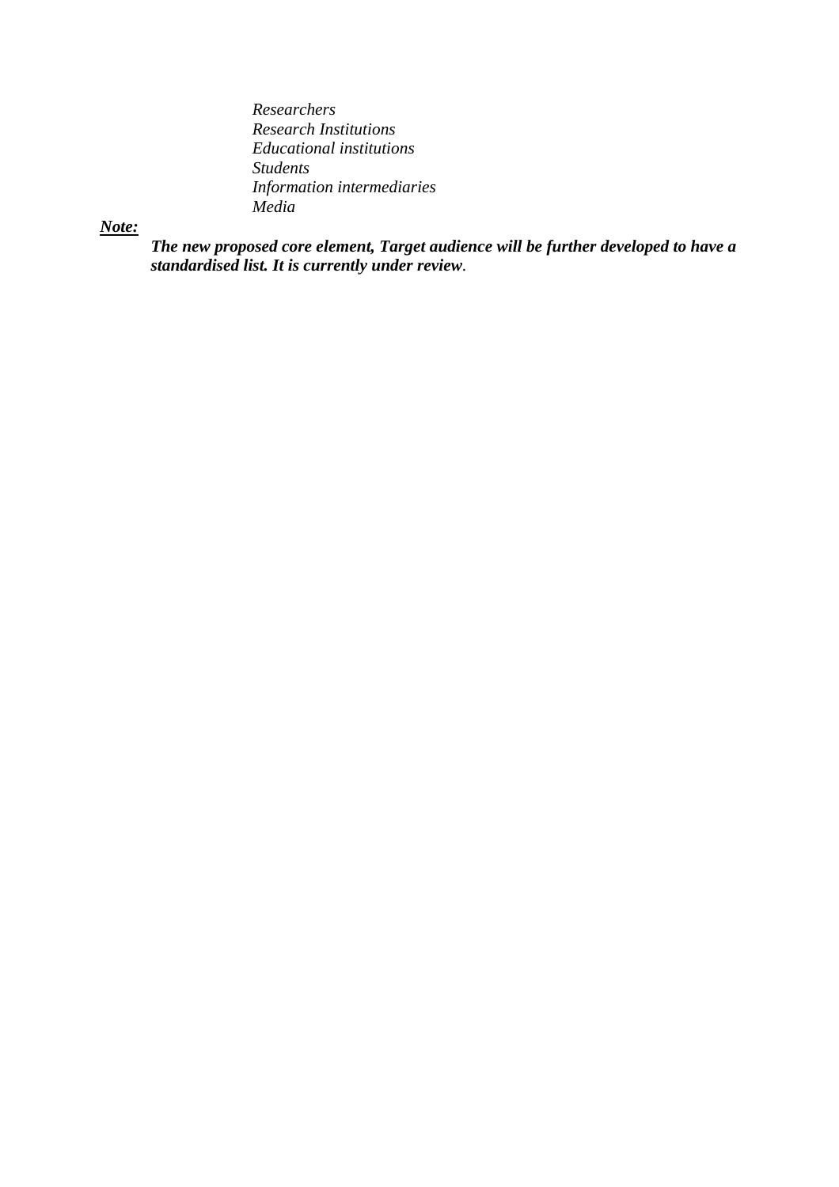*Researchers*
*Research Institutions*
*Educational institutions*
*Students*
*Information intermediaries*
*Media*

***Note:***

***The new proposed core element, Target audience will be further developed to have a standardised list. It is currently under review***.